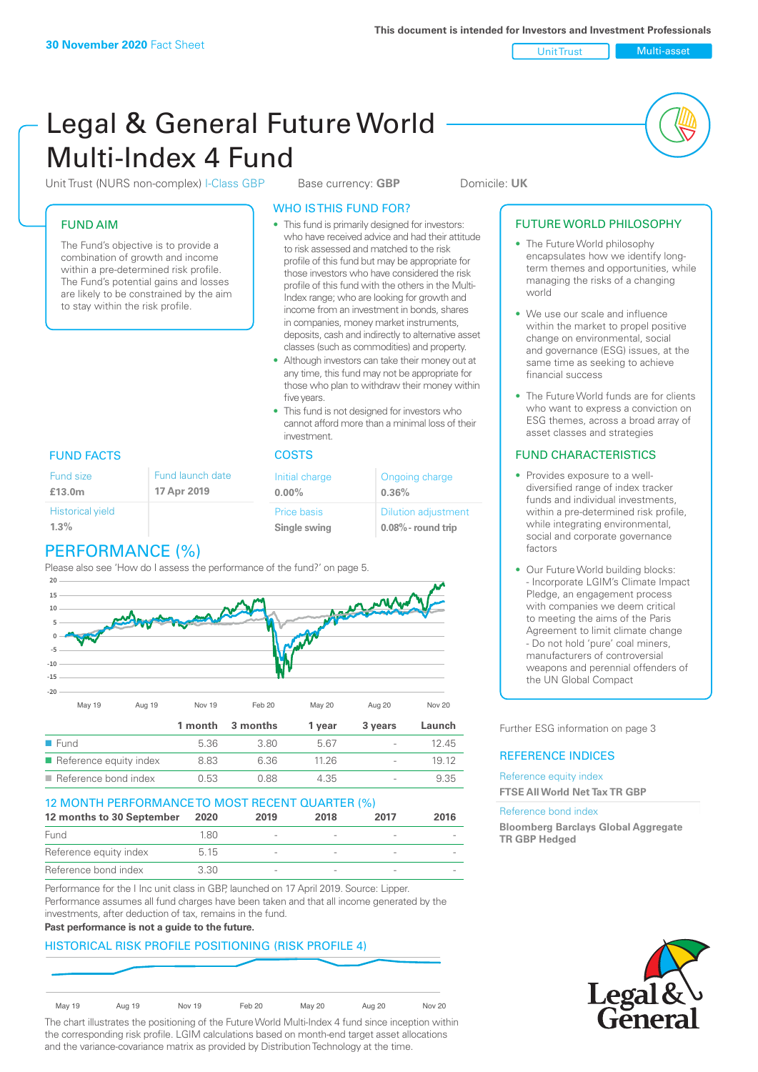30 November 2020 Fact Sheet

This document is intended for Investors and Investment Professionals

Unit Trust | Multi-asset

# Legal & General Future World Multi-Index 4 Fund

Unit Trust (NURS non-complex) I-Class GBP    Base currency: **GBP**    Domicile: **UK**

## FUND AIM

The Fund's objective is to provide a combination of growth and income within a pre-determined risk profile. The Fund's potential gains and losses are likely to be constrained by the aim to stay within the risk profile.

## WHO IS THIS FUND FOR?

- This fund is primarily designed for investors: who have received advice and had their attitude to risk assessed and matched to the risk profile of this fund but may be appropriate for those investors who have considered the risk profile of this fund with the others in the Multi-Index range; who are looking for growth and income from an investment in bonds, shares in companies, money market instruments, deposits, cash and indirectly to alternative asset classes (such as commodities) and property.
- Although investors can take their money out at any time, this fund may not be appropriate for those who plan to withdraw their money within five years.
- This fund is not designed for investors who cannot afford more than a minimal loss of their investment.

## FUTURE WORLD PHILOSOPHY

- The Future World philosophy encapsulates how we identify long-term themes and opportunities, while managing the risks of a changing world
- We use our scale and influence within the market to propel positive change on environmental, social and governance (ESG) issues, at the same time as seeking to achieve financial success
- The Future World funds are for clients who want to express a conviction on ESG themes, across a broad array of asset classes and strategies

## FUND FACTS

| Fund size | Fund launch date |
|---|---|
| **£13.0m** | **17 Apr 2019** |
| Historical yield | |
| **1.3%** | |

## COSTS

| Initial charge | Ongoing charge |
|---|---|
| **0.00%** | **0.36%** |
| Price basis | Dilution adjustment |
| **Single swing** | **0.08%- round trip** |

## FUND CHARACTERISTICS

- Provides exposure to a well-diversified range of index tracker funds and individual investments, within a pre-determined risk profile, while integrating environmental, social and corporate governance factors
- Our Future World building blocks:
  - Incorporate LGIM's Climate Impact Pledge, an engagement process with companies we deem critical to meeting the aims of the Paris Agreement to limit climate change
  - Do not hold 'pure' coal miners, manufacturers of controversial weapons and perennial offenders of the UN Global Compact

## PERFORMANCE (%)

Please also see 'How do I assess the performance of the fund?' on page 5.

| | 1 month | 3 months | 1 year | 3 years | Launch |
|---|---|---|---|---|---|
| Fund | 5.36 | 3.80 | 5.67 | - | 12.45 |
| Reference equity index | 8.83 | 6.36 | 11.26 | - | 19.12 |
| Reference bond index | 0.53 | 0.88 | 4.35 | - | 9.35 |

## 12 MONTH PERFORMANCE TO MOST RECENT QUARTER (%)

| 12 months to 30 September | 2020 | 2019 | 2018 | 2017 | 2016 |
|---|---|---|---|---|---|
| Fund | 1.80 | - | - | - | - |
| Reference equity index | 5.15 | - | - | - | - |
| Reference bond index | 3.30 | - | - | - | - |

Performance for the I Inc unit class in GBP, launched on 17 April 2019. Source: Lipper. Performance assumes all fund charges have been taken and that all income generated by the investments, after deduction of tax, remains in the fund.

**Past performance is not a guide to the future.**

Further ESG information on page 3

## REFERENCE INDICES

Reference equity index
**FTSE All World Net Tax TR GBP**

Reference bond index
**Bloomberg Barclays Global Aggregate TR GBP Hedged**

## HISTORICAL RISK PROFILE POSITIONING (RISK PROFILE 4)

The chart illustrates the positioning of the Future World Multi-Index 4 fund since inception within the corresponding risk profile. LGIM calculations based on month-end target asset allocations and the variance-covariance matrix as provided by Distribution Technology at the time.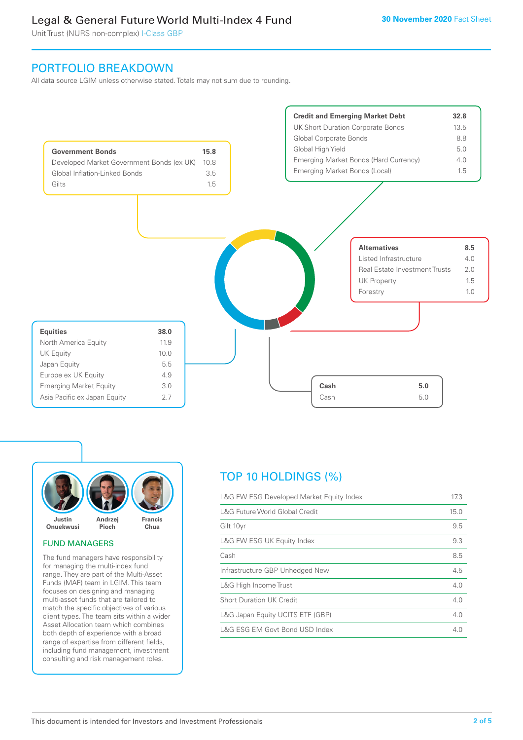Legal & General Future World Multi-Index 4 Fund

Unit Trust (NURS non-complex) I-Class GBP

**30 November 2020** Fact Sheet

## PORTFOLIO BREAKDOWN

All data source LGIM unless otherwise stated. Totals may not sum due to rounding.

| **Government Bonds** | **15.8** |
|---|---|
| Developed Market Government Bonds (ex UK) | 10.8 |
| Global Inflation-Linked Bonds | 3.5 |
| Gilts | 1.5 |

| **Credit and Emerging Market Debt** | **32.8** |
|---|---|
| UK Short Duration Corporate Bonds | 13.5 |
| Global Corporate Bonds | 8.8 |
| Global High Yield | 5.0 |
| Emerging Market Bonds (Hard Currency) | 4.0 |
| Emerging Market Bonds (Local) | 1.5 |

| **Alternatives** | **8.5** |
|---|---|
| Listed Infrastructure | 4.0 |
| Real Estate Investment Trusts | 2.0 |
| UK Property | 1.5 |
| Forestry | 1.0 |

| **Equities** | **38.0** |
|---|---|
| North America Equity | 11.9 |
| UK Equity | 10.0 |
| Japan Equity | 5.5 |
| Europe ex UK Equity | 4.9 |
| Emerging Market Equity | 3.0 |
| Asia Pacific ex Japan Equity | 2.7 |

| **Cash** | **5.0** |
|---|---|
| Cash | 5.0 |

**Justin Onuekwusi** **Andrzej Pioch** **Francis Chua**

### FUND MANAGERS

The fund managers have responsibility for managing the multi-index fund range. They are part of the Multi-Asset Funds (MAF) team in LGIM. This team focuses on designing and managing multi-asset funds that are tailored to match the specific objectives of various client types. The team sits within a wider Asset Allocation team which combines both depth of experience with a broad range of expertise from different fields, including fund management, investment consulting and risk management roles.

## TOP 10 HOLDINGS (%)

| | |
|---|---|
| L&G FW ESG Developed Market Equity Index | 17.3 |
| L&G Future World Global Credit | 15.0 |
| Gilt 10yr | 9.5 |
| L&G FW ESG UK Equity Index | 9.3 |
| Cash | 8.5 |
| Infrastructure GBP Unhedged New | 4.5 |
| L&G High Income Trust | 4.0 |
| Short Duration UK Credit | 4.0 |
| L&G Japan Equity UCITS ETF (GBP) | 4.0 |
| L&G ESG EM Govt Bond USD Index | 4.0 |

This document is intended for Investors and Investment Professionals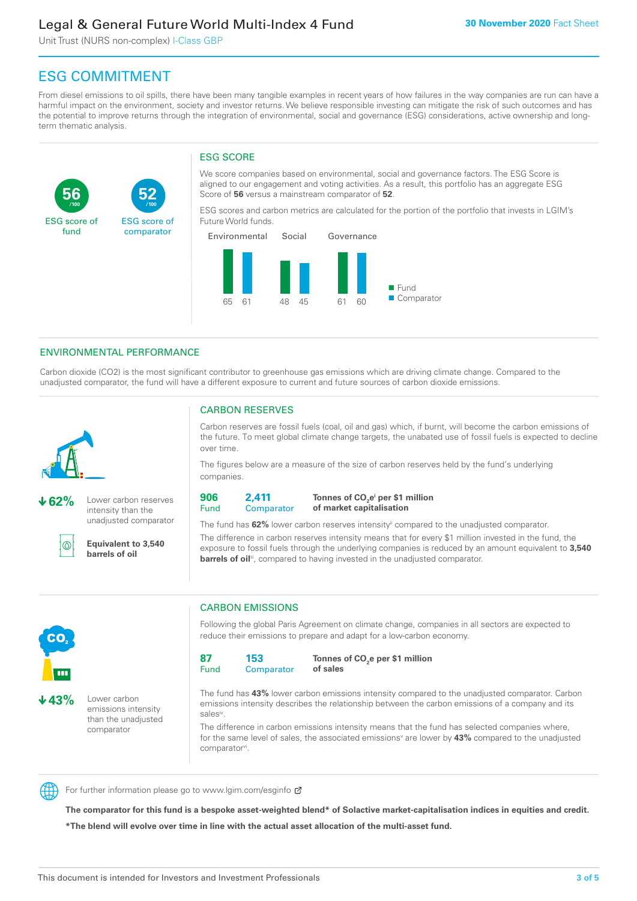## ESG COMMITMENT

From diesel emissions to oil spills, there have been many tangible examples in recent years of how failures in the way companies are run can have a harmful impact on the environment, society and investor returns. We believe responsible investing can mitigate the risk of such outcomes and has the potential to improve returns through the integration of environmental, social and governance (ESG) considerations, active ownership and long-term thematic analysis.

**56** /100 ESG score of fund

**52** /100 ESG score of comparator

### ESG SCORE

We score companies based on environmental, social and governance factors. The ESG Score is aligned to our engagement and voting activities. As a result, this portfolio has an aggregate ESG Score of **56** versus a mainstream comparator of **52**.

ESG scores and carbon metrics are calculated for the portion of the portfolio that invests in LGIM's Future World funds.

| | Environmental | Social | Governance |
|---|---|---|---|
| Fund | 65 | 48 | 61 |
| Comparator | 61 | 45 | 60 |

## ENVIRONMENTAL PERFORMANCE

Carbon dioxide (CO2) is the most significant contributor to greenhouse gas emissions which are driving climate change. Compared to the unadjusted comparator, the fund will have a different exposure to current and future sources of carbon dioxide emissions.

**↓62%** Lower carbon reserves intensity than the unadjusted comparator

**Equivalent to 3,540 barrels of oil**

### CARBON RESERVES

Carbon reserves are fossil fuels (coal, oil and gas) which, if burnt, will become the carbon emissions of the future. To meet global climate change targets, the unabated use of fossil fuels is expected to decline over time.

The figures below are a measure of the size of carbon reserves held by the fund's underlying companies.

**906** Fund | **2,411** Comparator | **Tonnes of $CO_2e$[i] per $1 million of market capitalisation**

The fund has **62%** lower carbon reserves intensity[ii] compared to the unadjusted comparator.

The difference in carbon reserves intensity means that for every $1 million invested in the fund, the exposure to fossil fuels through the underlying companies is reduced by an amount equivalent to **3,540 barrels of oil**[iii], compared to having invested in the unadjusted comparator.

**↓43%** Lower carbon emissions intensity than the unadjusted comparator

### CARBON EMISSIONS

Following the global Paris Agreement on climate change, companies in all sectors are expected to reduce their emissions to prepare and adapt for a low-carbon economy.

**87** Fund | **153** Comparator | **Tonnes of $CO_2e$ per $1 million of sales**

The fund has **43%** lower carbon emissions intensity compared to the unadjusted comparator. Carbon emissions intensity describes the relationship between the carbon emissions of a company and its sales[iv].

The difference in carbon emissions intensity means that the fund has selected companies where, for the same level of sales, the associated emissions[v] are lower by **43%** compared to the unadjusted comparator[vi].

For further information please go to www.lgim.com/esginfo

**The comparator for this fund is a bespoke asset-weighted blend* of Solactive market-capitalisation indices in equities and credit.**

***The blend will evolve over time in line with the actual asset allocation of the multi-asset fund.**

This document is intended for Investors and Investment Professionals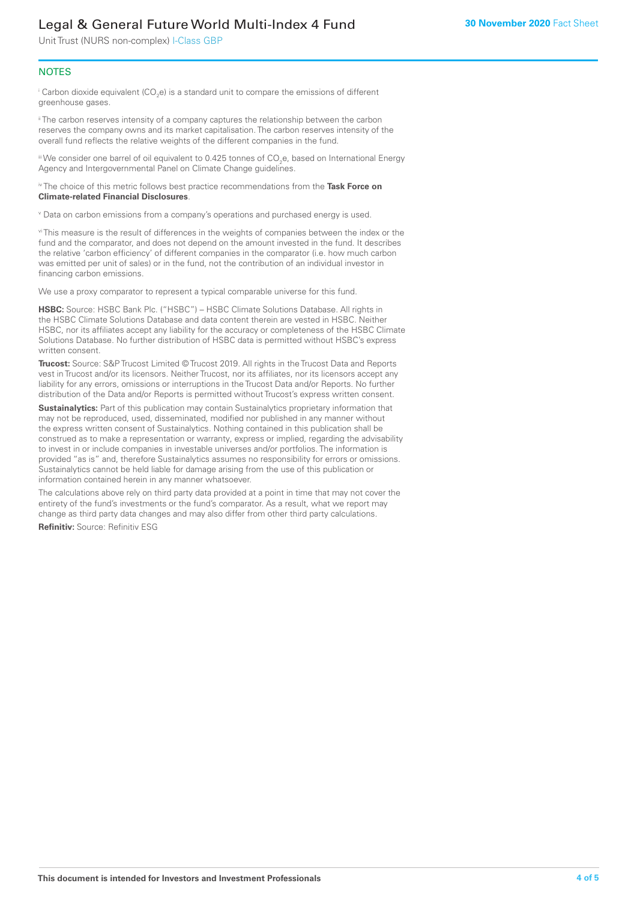## NOTES

[i] Carbon dioxide equivalent ($CO_2e$) is a standard unit to compare the emissions of different greenhouse gases.

[ii] The carbon reserves intensity of a company captures the relationship between the carbon reserves the company owns and its market capitalisation. The carbon reserves intensity of the overall fund reflects the relative weights of the different companies in the fund.

[iii] We consider one barrel of oil equivalent to 0.425 tonnes of $CO_2e$, based on International Energy Agency and Intergovernmental Panel on Climate Change guidelines.

[iv] The choice of this metric follows best practice recommendations from the **Task Force on Climate-related Financial Disclosures**.

[v] Data on carbon emissions from a company's operations and purchased energy is used.

[vi] This measure is the result of differences in the weights of companies between the index or the fund and the comparator, and does not depend on the amount invested in the fund. It describes the relative 'carbon efficiency' of different companies in the comparator (i.e. how much carbon was emitted per unit of sales) or in the fund, not the contribution of an individual investor in financing carbon emissions.

We use a proxy comparator to represent a typical comparable universe for this fund.

**HSBC:** Source: HSBC Bank Plc. ("HSBC") – HSBC Climate Solutions Database. All rights in the HSBC Climate Solutions Database and data content therein are vested in HSBC. Neither HSBC, nor its affiliates accept any liability for the accuracy or completeness of the HSBC Climate Solutions Database. No further distribution of HSBC data is permitted without HSBC's express written consent.

**Trucost:** Source: S&P Trucost Limited © Trucost 2019. All rights in the Trucost Data and Reports vest in Trucost and/or its licensors. Neither Trucost, nor its affiliates, nor its licensors accept any liability for any errors, omissions or interruptions in the Trucost Data and/or Reports. No further distribution of the Data and/or Reports is permitted without Trucost's express written consent.

**Sustainalytics:** Part of this publication may contain Sustainalytics proprietary information that may not be reproduced, used, disseminated, modified nor published in any manner without the express written consent of Sustainalytics. Nothing contained in this publication shall be construed as to make a representation or warranty, express or implied, regarding the advisability to invest in or include companies in investable universes and/or portfolios. The information is provided "as is" and, therefore Sustainalytics assumes no responsibility for errors or omissions. Sustainalytics cannot be held liable for damage arising from the use of this publication or information contained herein in any manner whatsoever.

The calculations above rely on third party data provided at a point in time that may not cover the entirety of the fund's investments or the fund's comparator. As a result, what we report may change as third party data changes and may also differ from other third party calculations.

**Refinitiv:** Source: Refinitiv ESG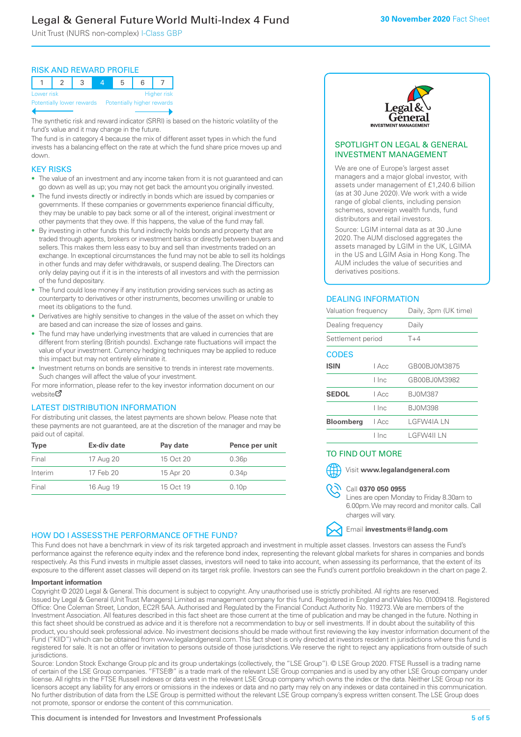# Legal & General Future World Multi-Index 4 Fund

Unit Trust (NURS non-complex) I-Class GBP

30 November 2020 Fact Sheet

## RISK AND REWARD PROFILE

| 1 | 2 | 3 | 4 | 5 | 6 | 7 |
|---|---|---|---|---|---|---|

Lower risk — Higher risk

Potentially lower rewards — Potentially higher rewards

The synthetic risk and reward indicator (SRRI) is based on the historic volatility of the fund's value and it may change in the future.

The fund is in category 4 because the mix of different asset types in which the fund invests has a balancing effect on the rate at which the fund share price moves up and down.

## KEY RISKS

- The value of an investment and any income taken from it is not guaranteed and can go down as well as up; you may not get back the amount you originally invested.
- The fund invests directly or indirectly in bonds which are issued by companies or governments. If these companies or governments experience financial difficulty, they may be unable to pay back some or all of the interest, original investment or other payments that they owe. If this happens, the value of the fund may fall.
- By investing in other funds this fund indirectly holds bonds and property that are traded through agents, brokers or investment banks or directly between buyers and sellers. This makes them less easy to buy and sell than investments traded on an exchange. In exceptional circumstances the fund may not be able to sell its holdings in other funds and may defer withdrawals, or suspend dealing. The Directors can only delay paying out if it is in the interests of all investors and with the permission of the fund depositary.
- The fund could lose money if any institution providing services such as acting as counterparty to derivatives or other instruments, becomes unwilling or unable to meet its obligations to the fund.
- Derivatives are highly sensitive to changes in the value of the asset on which they are based and can increase the size of losses and gains.
- The fund may have underlying investments that are valued in currencies that are different from sterling (British pounds). Exchange rate fluctuations will impact the value of your investment. Currency hedging techniques may be applied to reduce this impact but may not entirely eliminate it.
- Investment returns on bonds are sensitive to trends in interest rate movements. Such changes will affect the value of your investment.

For more information, please refer to the key investor information document on our website

## LATEST DISTRIBUTION INFORMATION

For distributing unit classes, the latest payments are shown below. Please note that these payments are not guaranteed, are at the discretion of the manager and may be paid out of capital.

| Type | Ex-div date | Pay date | Pence per unit |
|---|---|---|---|
| Final | 17 Aug 20 | 15 Oct 20 | 0.36p |
| Interim | 17 Feb 20 | 15 Apr 20 | 0.34p |
| Final | 16 Aug 19 | 15 Oct 19 | 0.10p |

## SPOTLIGHT ON LEGAL & GENERAL INVESTMENT MANAGEMENT

We are one of Europe's largest asset managers and a major global investor, with assets under management of £1,240.6 billion (as at 30 June 2020). We work with a wide range of global clients, including pension schemes, sovereign wealth funds, fund distributors and retail investors.

Source: LGIM internal data as at 30 June 2020. The AUM disclosed aggregates the assets managed by LGIM in the UK, LGIMA in the US and LGIM Asia in Hong Kong. The AUM includes the value of securities and derivatives positions.

## DEALING INFORMATION

| | |
|---|---|
| Valuation frequency | Daily, 3pm (UK time) |
| Dealing frequency | Daily |
| Settlement period | T+4 |

## CODES

| | | |
|---|---|---|
| **ISIN** | I Acc | GB00BJ0M3875 |
| | I Inc | GB00BJ0M3982 |
| **SEDOL** | I Acc | BJ0M387 |
| | I Inc | BJ0M398 |
| **Bloomberg** | I Acc | LGFW4IA LN |
| | I Inc | LGFW4II LN |

## TO FIND OUT MORE

Visit **www.legalandgeneral.com**

Call **0370 050 0955**
Lines are open Monday to Friday 8.30am to 6.00pm. We may record and monitor calls. Call charges will vary.

Email **investments@landg.com**

## HOW DO I ASSESS THE PERFORMANCE OF THE FUND?

This Fund does not have a benchmark in view of its risk targeted approach and investment in multiple asset classes. Investors can assess the Fund's performance against the reference equity index and the reference bond index, representing the relevant global markets for shares in companies and bonds respectively. As this Fund invests in multiple asset classes, investors will need to take into account, when assessing its performance, that the extent of its exposure to the different asset classes will depend on its target risk profile. Investors can see the Fund's current portfolio breakdown in the chart on page 2.

### Important information

Copyright © 2020 Legal & General. This document is subject to copyright. Any unauthorised use is strictly prohibited. All rights are reserved.

Issued by Legal & General (Unit Trust Managers) Limited as management company for this fund. Registered in England and Wales No. 01009418. Registered Office: One Coleman Street, London, EC2R 5AA. Authorised and Regulated by the Financial Conduct Authority No. 119273. We are members of the Investment Association. All features described in this fact sheet are those current at the time of publication and may be changed in the future. Nothing in this fact sheet should be construed as advice and it is therefore not a recommendation to buy or sell investments. If in doubt about the suitability of this product, you should seek professional advice. No investment decisions should be made without first reviewing the key investor information document of the Fund ("KIID") which can be obtained from www.legalandgeneral.com. This fact sheet is only directed at investors resident in jurisdictions where this fund is registered for sale. It is not an offer or invitation to persons outside of those jurisdictions. We reserve the right to reject any applications from outside of such jurisdictions.

Source: London Stock Exchange Group plc and its group undertakings (collectively, the "LSE Group"). © LSE Group 2020. FTSE Russell is a trading name of certain of the LSE Group companies. "FTSE®" is a trade mark of the relevant LSE Group companies and is used by any other LSE Group company under license. All rights in the FTSE Russell indexes or data vest in the relevant LSE Group company which owns the index or the data. Neither LSE Group nor its licensors accept any liability for any errors or omissions in the indexes or data and no party may rely on any indexes or data contained in this communication. No further distribution of data from the LSE Group is permitted without the relevant LSE Group company's express written consent. The LSE Group does not promote, sponsor or endorse the content of this communication.

This document is intended for Investors and Investment Professionals